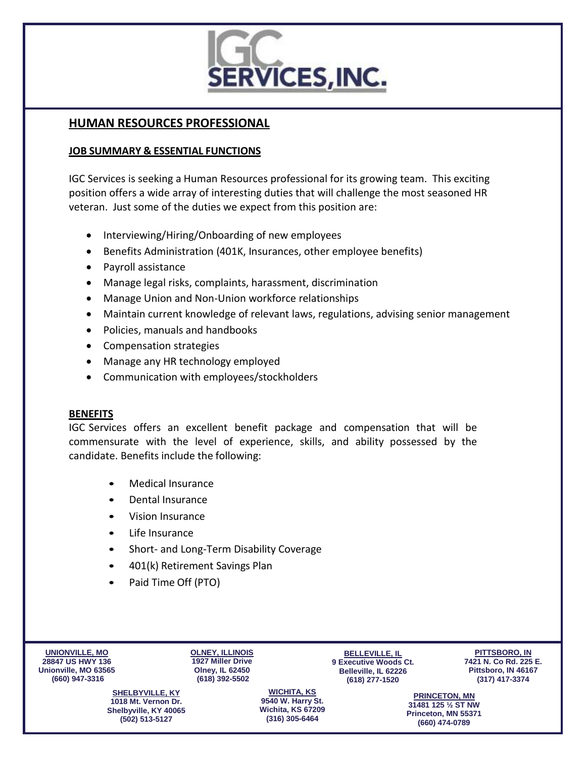# IGC SERVICES, INC.

## HUMAN RESOURCES PROFESSIONAL

### JOB SUMMARY & ESSENTIAL FUNCTIONS

IGC Services is seeking a Human Resources professional for its growing team. This exciting position offers a wide array of interesting duties that will challenge the most seasoned HR veteran. Just some of the duties we expect from this position are:

- Interviewing/Hiring/Onboarding of new employees
- Benefits Administration (401K, Insurances, other employee benefits)
- Payroll assistance
- Manage legal risks, complaints, harassment, discrimination
- Manage Union and Non-Union workforce relationships
- Maintain current knowledge of relevant laws, regulations, advising senior management
- Policies, manuals and handbooks
- Compensation strategies
- Manage any HR technology employed
- Communication with employees/stockholders

### BENEFITS

IGC Services offers an excellent benefit package and compensation that will be commensurate with the level of experience, skills, and ability possessed by the candidate. Benefits include the following:

- Medical Insurance
- Dental Insurance
- Vision Insurance
- Life Insurance
- Short- and Long-Term Disability Coverage
- 401(k) Retirement Savings Plan
- Paid Time Off (PTO)

**UNIONVILLE, MO**
28847 US HWY 136
Unionville, MO 63565
(660) 947-3316

**OLNEY, ILLINOIS**
1927 Miller Drive
Olney, IL 62450
(618) 392-5502

**BELLEVILLE, IL**
9 Executive Woods Ct.
Belleville, IL 62226
(618) 277-1520

**PITTSBORO, IN**
7421 N. Co Rd. 225 E.
Pittsboro, IN 46167
(317) 417-3374

**SHELBYVILLE, KY**
1018 Mt. Vernon Dr.
Shelbyville, KY 40065
(502) 513-5127

**WICHITA, KS**
9540 W. Harry St.
Wichita, KS 67209
(316) 305-6464

**PRINCETON, MN**
31481 125 ½ ST NW
Princeton, MN 55371
(660) 474-0789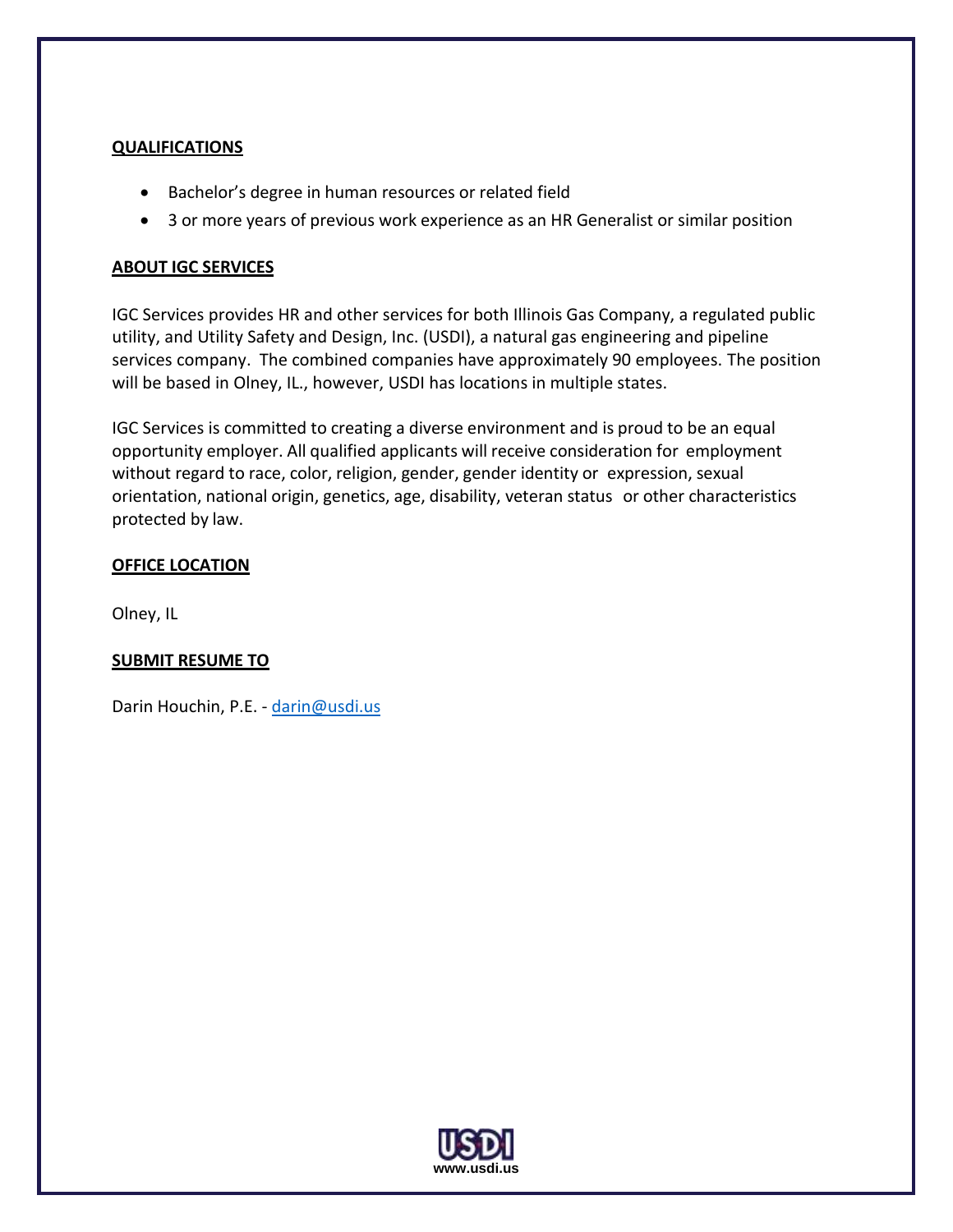## QUALIFICATIONS

- Bachelor's degree in human resources or related field
- 3 or more years of previous work experience as an HR Generalist or similar position

## ABOUT IGC SERVICES

IGC Services provides HR and other services for both Illinois Gas Company, a regulated public utility, and Utility Safety and Design, Inc. (USDI), a natural gas engineering and pipeline services company. The combined companies have approximately 90 employees. The position will be based in Olney, IL., however, USDI has locations in multiple states.

IGC Services is committed to creating a diverse environment and is proud to be an equal opportunity employer. All qualified applicants will receive consideration for employment without regard to race, color, religion, gender, gender identity or expression, sexual orientation, national origin, genetics, age, disability, veteran status or other characteristics protected by law.

## OFFICE LOCATION

Olney, IL

## SUBMIT RESUME TO

Darin Houchin, P.E. - darin@usdi.us

USDI
www.usdi.us